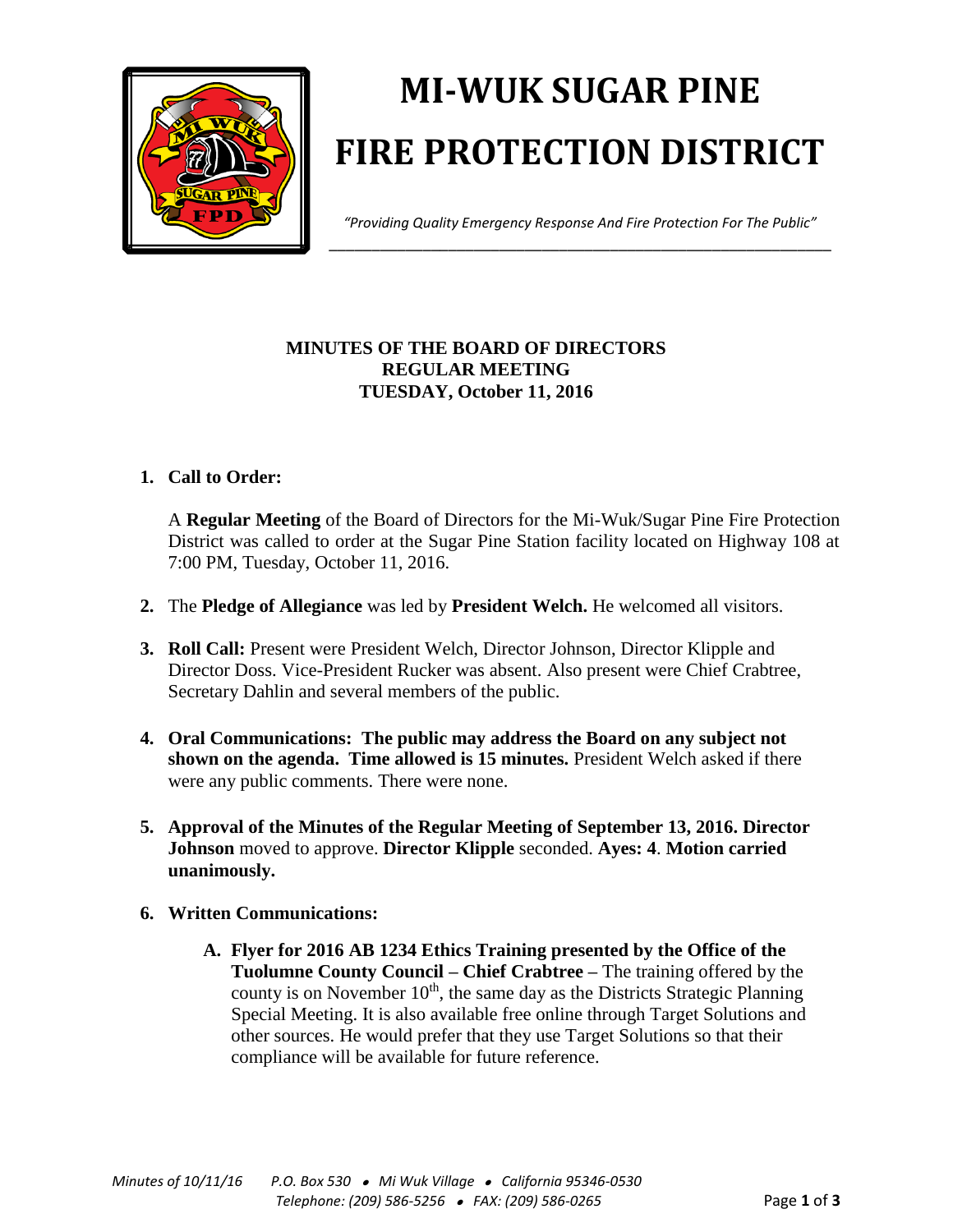# MI-WUK SUGAR PINE FIRE PROTECTION DISTRICT

*"Providing Quality Emergency Response And Fire Protection For The Public"*

**MINUTES OF THE BOARD OF DIRECTORS**
**REGULAR MEETING**
**TUESDAY, October 11, 2016**

1. **Call to Order:**

   A **Regular Meeting** of the Board of Directors for the Mi-Wuk/Sugar Pine Fire Protection District was called to order at the Sugar Pine Station facility located on Highway 108 at 7:00 PM, Tuesday, October 11, 2016.

2. The **Pledge of Allegiance** was led by **President Welch.** He welcomed all visitors.

3. **Roll Call:** Present were President Welch, Director Johnson, Director Klipple and Director Doss. Vice-President Rucker was absent. Also present were Chief Crabtree, Secretary Dahlin and several members of the public.

4. **Oral Communications: The public may address the Board on any subject not shown on the agenda. Time allowed is 15 minutes.** President Welch asked if there were any public comments. There were none.

5. **Approval of the Minutes of the Regular Meeting of September 13, 2016. Director Johnson** moved to approve. **Director Klipple** seconded. **Ayes: 4**. **Motion carried unanimously.**

6. **Written Communications:**

   A. **Flyer for 2016 AB 1234 Ethics Training presented by the Office of the Tuolumne County Council – Chief Crabtree –** The training offered by the county is on November 10th, the same day as the Districts Strategic Planning Special Meeting. It is also available free online through Target Solutions and other sources. He would prefer that they use Target Solutions so that their compliance will be available for future reference.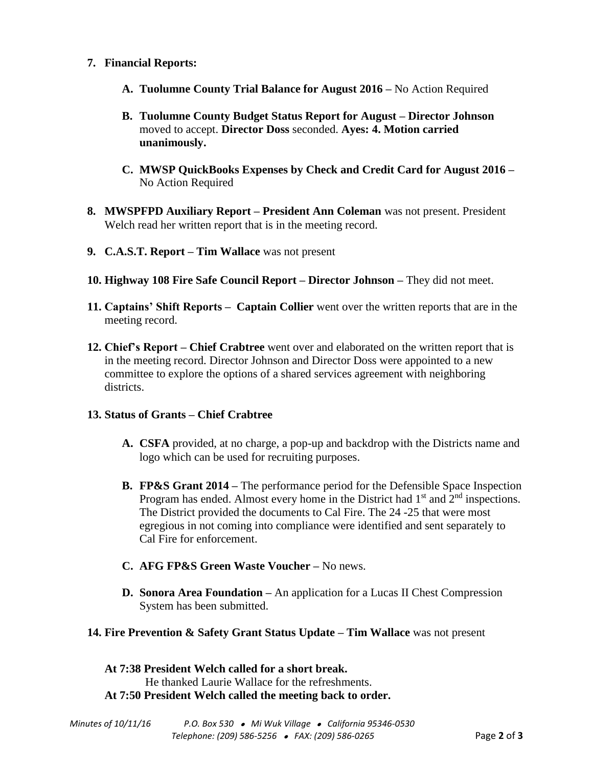7. **Financial Reports:**

   A. **Tuolumne County Trial Balance for August 2016 –** No Action Required

   B. **Tuolumne County Budget Status Report for August – Director Johnson** moved to accept. **Director Doss** seconded. **Ayes: 4. Motion carried unanimously.**

   C. **MWSP QuickBooks Expenses by Check and Credit Card for August 2016 –** No Action Required

8. **MWSPFPD Auxiliary Report – President Ann Coleman** was not present. President Welch read her written report that is in the meeting record.

9. **C.A.S.T. Report – Tim Wallace** was not present

10. **Highway 108 Fire Safe Council Report – Director Johnson –** They did not meet.

11. **Captains' Shift Reports – Captain Collier** went over the written reports that are in the meeting record.

12. **Chief's Report – Chief Crabtree** went over and elaborated on the written report that is in the meeting record. Director Johnson and Director Doss were appointed to a new committee to explore the options of a shared services agreement with neighboring districts.

13. **Status of Grants – Chief Crabtree**

    A. **CSFA** provided, at no charge, a pop-up and backdrop with the Districts name and logo which can be used for recruiting purposes.

    B. **FP&S Grant 2014 –** The performance period for the Defensible Space Inspection Program has ended. Almost every home in the District had 1st and 2nd inspections. The District provided the documents to Cal Fire. The 24 -25 that were most egregious in not coming into compliance were identified and sent separately to Cal Fire for enforcement.

    C. **AFG FP&S Green Waste Voucher –** No news.

    D. **Sonora Area Foundation –** An application for a Lucas II Chest Compression System has been submitted.

14. **Fire Prevention & Safety Grant Status Update – Tim Wallace** was not present

**At 7:38 President Welch called for a short break.**
He thanked Laurie Wallace for the refreshments.
**At 7:50 President Welch called the meeting back to order.**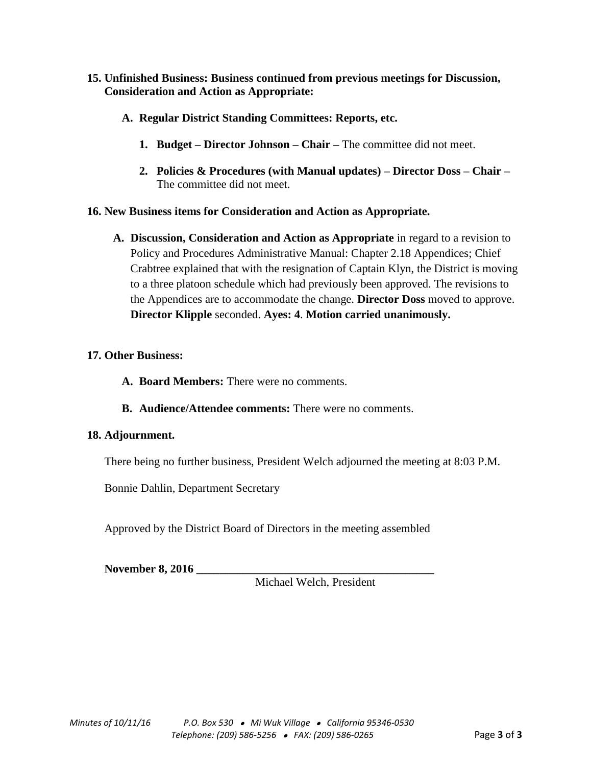**15. Unfinished Business: Business continued from previous meetings for Discussion, Consideration and Action as Appropriate:**

**A. Regular District Standing Committees: Reports, etc.**

1. **Budget – Director Johnson – Chair –** The committee did not meet.

2. **Policies & Procedures (with Manual updates) – Director Doss – Chair –** The committee did not meet.

**16. New Business items for Consideration and Action as Appropriate.**

**A. Discussion, Consideration and Action as Appropriate** in regard to a revision to Policy and Procedures Administrative Manual: Chapter 2.18 Appendices; Chief Crabtree explained that with the resignation of Captain Klyn, the District is moving to a three platoon schedule which had previously been approved. The revisions to the Appendices are to accommodate the change. **Director Doss** moved to approve. **Director Klipple** seconded. **Ayes: 4**. **Motion carried unanimously.**

**17. Other Business:**

**A. Board Members:** There were no comments.

**B. Audience/Attendee comments:** There were no comments.

**18. Adjournment.**

There being no further business, President Welch adjourned the meeting at 8:03 P.M.

Bonnie Dahlin, Department Secretary

Approved by the District Board of Directors in the meeting assembled

**November 8, 2016 ___________________________________________**
Michael Welch, President

*Minutes of 10/11/16* *P.O. Box 530 • Mi Wuk Village • California 95346-0530*
*Telephone: (209) 586-5256 • FAX: (209) 586-0265*